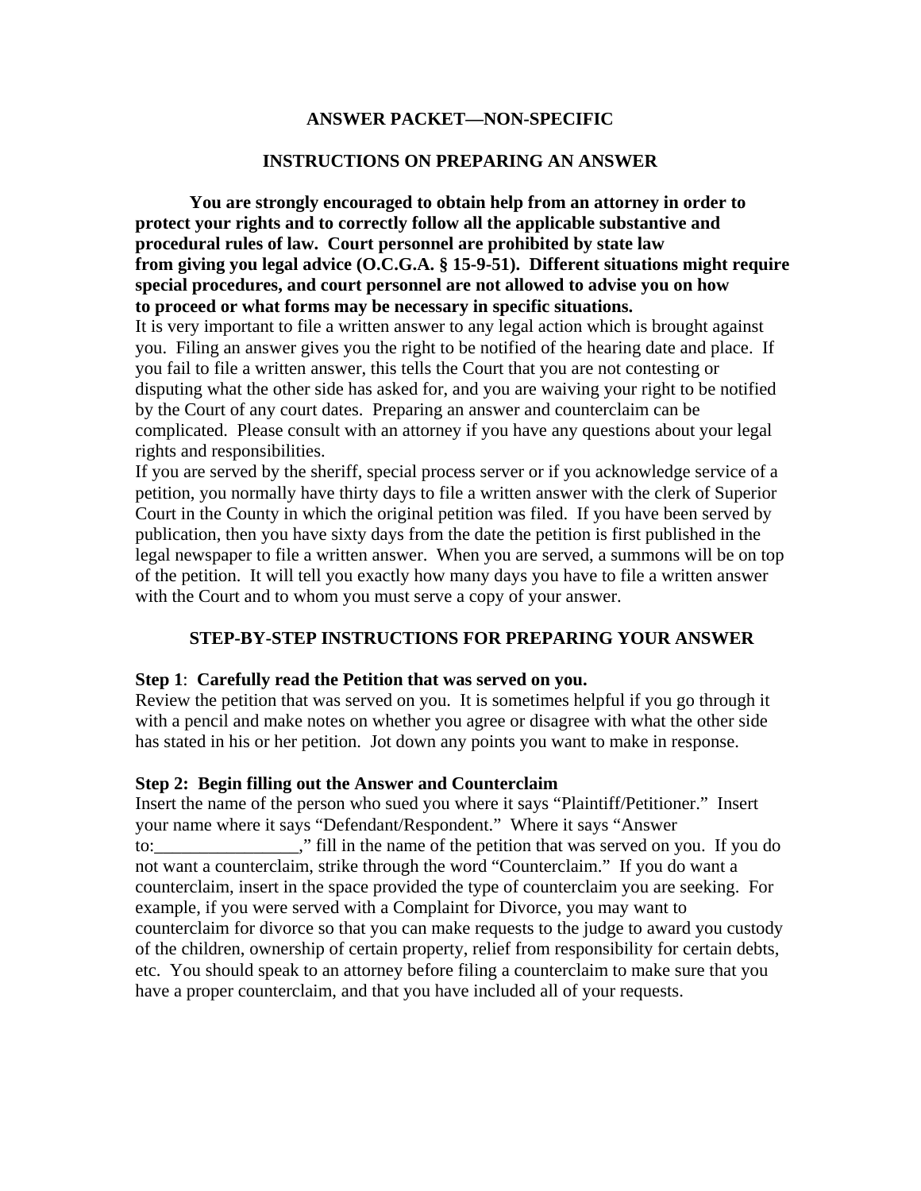## ANSWER PACKET—NON-SPECIFIC

## INSTRUCTIONS ON PREPARING AN ANSWER

**You are strongly encouraged to obtain help from an attorney in order to protect your rights and to correctly follow all the applicable substantive and procedural rules of law. Court personnel are prohibited by state law from giving you legal advice (O.C.G.A. § 15-9-51). Different situations might require special procedures, and court personnel are not allowed to advise you on how to proceed or what forms may be necessary in specific situations.**

It is very important to file a written answer to any legal action which is brought against you. Filing an answer gives you the right to be notified of the hearing date and place. If you fail to file a written answer, this tells the Court that you are not contesting or disputing what the other side has asked for, and you are waiving your right to be notified by the Court of any court dates. Preparing an answer and counterclaim can be complicated. Please consult with an attorney if you have any questions about your legal rights and responsibilities.

If you are served by the sheriff, special process server or if you acknowledge service of a petition, you normally have thirty days to file a written answer with the clerk of Superior Court in the County in which the original petition was filed. If you have been served by publication, then you have sixty days from the date the petition is first published in the legal newspaper to file a written answer. When you are served, a summons will be on top of the petition. It will tell you exactly how many days you have to file a written answer with the Court and to whom you must serve a copy of your answer.

## STEP-BY-STEP INSTRUCTIONS FOR PREPARING YOUR ANSWER

**Step 1: Carefully read the Petition that was served on you.**

Review the petition that was served on you. It is sometimes helpful if you go through it with a pencil and make notes on whether you agree or disagree with what the other side has stated in his or her petition. Jot down any points you want to make in response.

**Step 2: Begin filling out the Answer and Counterclaim**

Insert the name of the person who sued you where it says "Plaintiff/Petitioner." Insert your name where it says "Defendant/Respondent." Where it says "Answer to:________________," fill in the name of the petition that was served on you. If you do not want a counterclaim, strike through the word "Counterclaim." If you do want a counterclaim, insert in the space provided the type of counterclaim you are seeking. For example, if you were served with a Complaint for Divorce, you may want to counterclaim for divorce so that you can make requests to the judge to award you custody of the children, ownership of certain property, relief from responsibility for certain debts, etc. You should speak to an attorney before filing a counterclaim to make sure that you have a proper counterclaim, and that you have included all of your requests.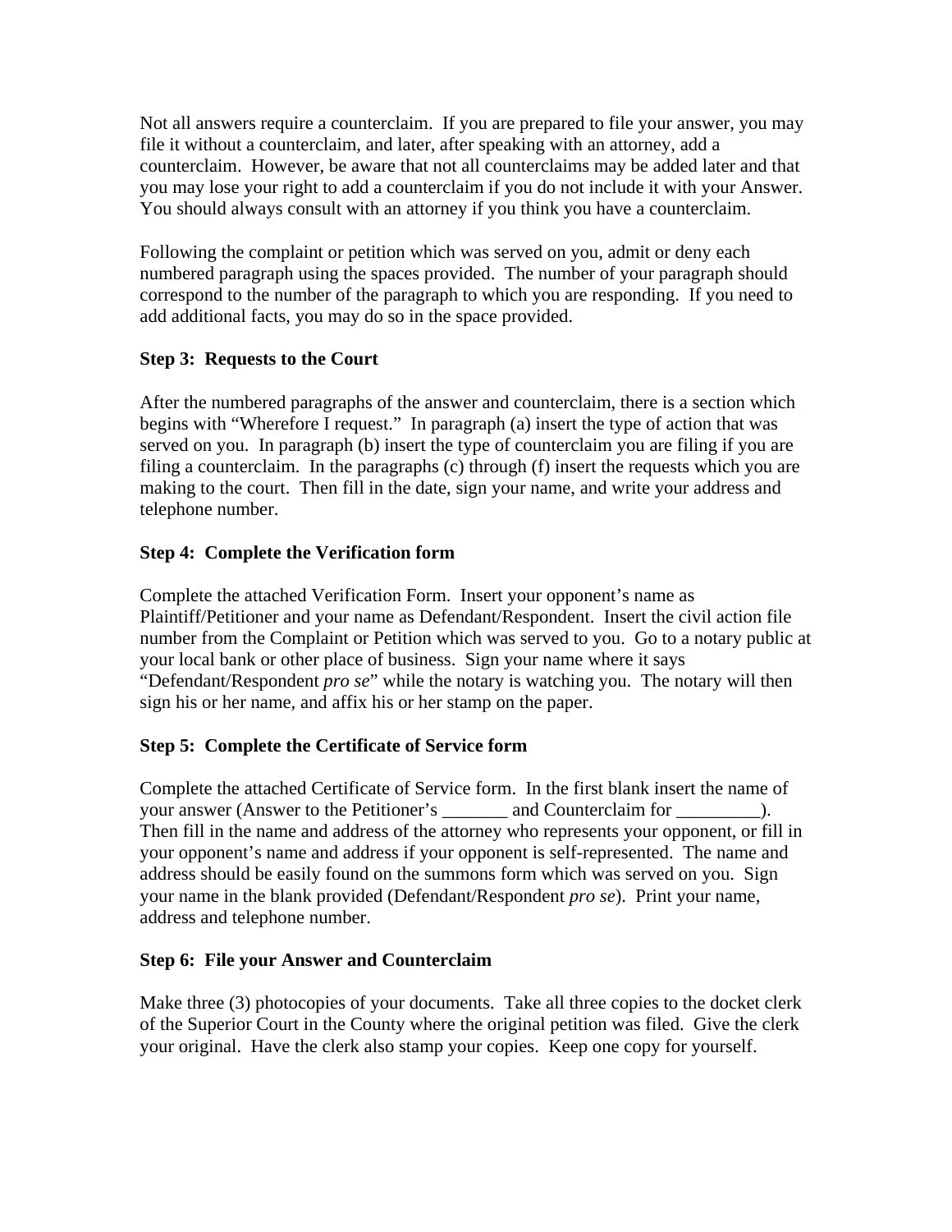Not all answers require a counterclaim. If you are prepared to file your answer, you may file it without a counterclaim, and later, after speaking with an attorney, add a counterclaim. However, be aware that not all counterclaims may be added later and that you may lose your right to add a counterclaim if you do not include it with your Answer. You should always consult with an attorney if you think you have a counterclaim.

Following the complaint or petition which was served on you, admit or deny each numbered paragraph using the spaces provided. The number of your paragraph should correspond to the number of the paragraph to which you are responding. If you need to add additional facts, you may do so in the space provided.

**Step 3: Requests to the Court**

After the numbered paragraphs of the answer and counterclaim, there is a section which begins with "Wherefore I request." In paragraph (a) insert the type of action that was served on you. In paragraph (b) insert the type of counterclaim you are filing if you are filing a counterclaim. In the paragraphs (c) through (f) insert the requests which you are making to the court. Then fill in the date, sign your name, and write your address and telephone number.

**Step 4: Complete the Verification form**

Complete the attached Verification Form. Insert your opponent's name as Plaintiff/Petitioner and your name as Defendant/Respondent. Insert the civil action file number from the Complaint or Petition which was served to you. Go to a notary public at your local bank or other place of business. Sign your name where it says "Defendant/Respondent *pro se*" while the notary is watching you. The notary will then sign his or her name, and affix his or her stamp on the paper.

**Step 5: Complete the Certificate of Service form**

Complete the attached Certificate of Service form. In the first blank insert the name of your answer (Answer to the Petitioner's _______ and Counterclaim for _________). Then fill in the name and address of the attorney who represents your opponent, or fill in your opponent's name and address if your opponent is self-represented. The name and address should be easily found on the summons form which was served on you. Sign your name in the blank provided (Defendant/Respondent *pro se*). Print your name, address and telephone number.

**Step 6: File your Answer and Counterclaim**

Make three (3) photocopies of your documents. Take all three copies to the docket clerk of the Superior Court in the County where the original petition was filed. Give the clerk your original. Have the clerk also stamp your copies. Keep one copy for yourself.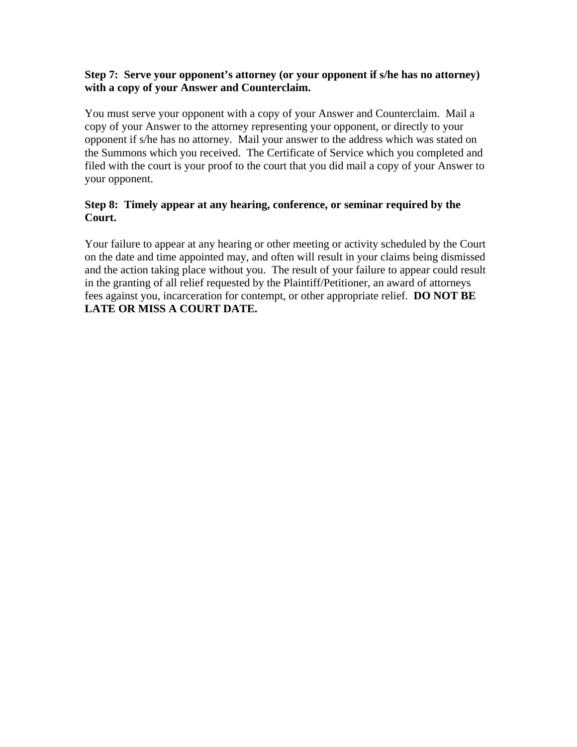**Step 7: Serve your opponent's attorney (or your opponent if s/he has no attorney) with a copy of your Answer and Counterclaim.**

You must serve your opponent with a copy of your Answer and Counterclaim. Mail a copy of your Answer to the attorney representing your opponent, or directly to your opponent if s/he has no attorney. Mail your answer to the address which was stated on the Summons which you received. The Certificate of Service which you completed and filed with the court is your proof to the court that you did mail a copy of your Answer to your opponent.

**Step 8: Timely appear at any hearing, conference, or seminar required by the Court.**

Your failure to appear at any hearing or other meeting or activity scheduled by the Court on the date and time appointed may, and often will result in your claims being dismissed and the action taking place without you. The result of your failure to appear could result in the granting of all relief requested by the Plaintiff/Petitioner, an award of attorneys fees against you, incarceration for contempt, or other appropriate relief. **DO NOT BE LATE OR MISS A COURT DATE.**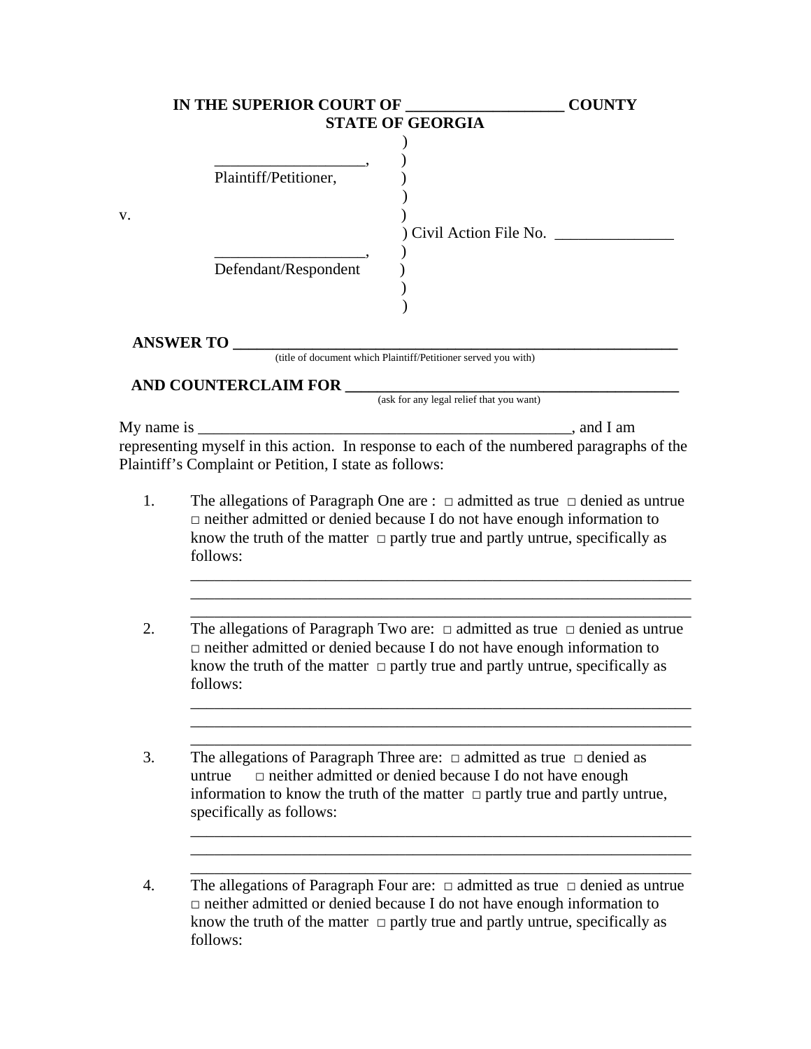**IN THE SUPERIOR COURT OF ___________________ COUNTY**
**STATE OF GEORGIA**

```
                                    )
___________________,                )
Plaintiff/Petitioner,               )
                                    )
v.                                  )
                                    ) Civil Action File No. _______________
___________________,                )
Defendant/Respondent                )
                                    )
                                    )
```

**ANSWER TO \_\_\_\_\_\_\_\_\_\_\_\_\_\_\_\_\_\_\_\_\_\_\_\_\_\_\_\_\_\_\_\_\_\_\_\_\_\_\_\_\_\_\_\_\_\_\_\_\_\_\_\_\_\_\_\_**
(title of document which Plaintiff/Petitioner served you with)

**AND COUNTERCLAIM FOR \_\_\_\_\_\_\_\_\_\_\_\_\_\_\_\_\_\_\_\_\_\_\_\_\_\_\_\_\_\_\_\_\_\_\_\_\_\_\_\_\_\_\_\_**
(ask for any legal relief that you want)

My name is _________________________________________________, and I am representing myself in this action. In response to each of the numbered paragraphs of the Plaintiff's Complaint or Petition, I state as follows:

1. The allegations of Paragraph One are : □ admitted as true □ denied as untrue □ neither admitted or denied because I do not have enough information to know the truth of the matter □ partly true and partly untrue, specifically as follows:

   _________________________________________________________________
   _________________________________________________________________
   _________________________________________________________________

2. The allegations of Paragraph Two are: □ admitted as true □ denied as untrue □ neither admitted or denied because I do not have enough information to know the truth of the matter □ partly true and partly untrue, specifically as follows:

   _________________________________________________________________
   _________________________________________________________________
   _________________________________________________________________

3. The allegations of Paragraph Three are: □ admitted as true □ denied as untrue □ neither admitted or denied because I do not have enough information to know the truth of the matter □ partly true and partly untrue, specifically as follows:

   _________________________________________________________________
   _________________________________________________________________
   _________________________________________________________________

4. The allegations of Paragraph Four are: □ admitted as true □ denied as untrue □ neither admitted or denied because I do not have enough information to know the truth of the matter □ partly true and partly untrue, specifically as follows: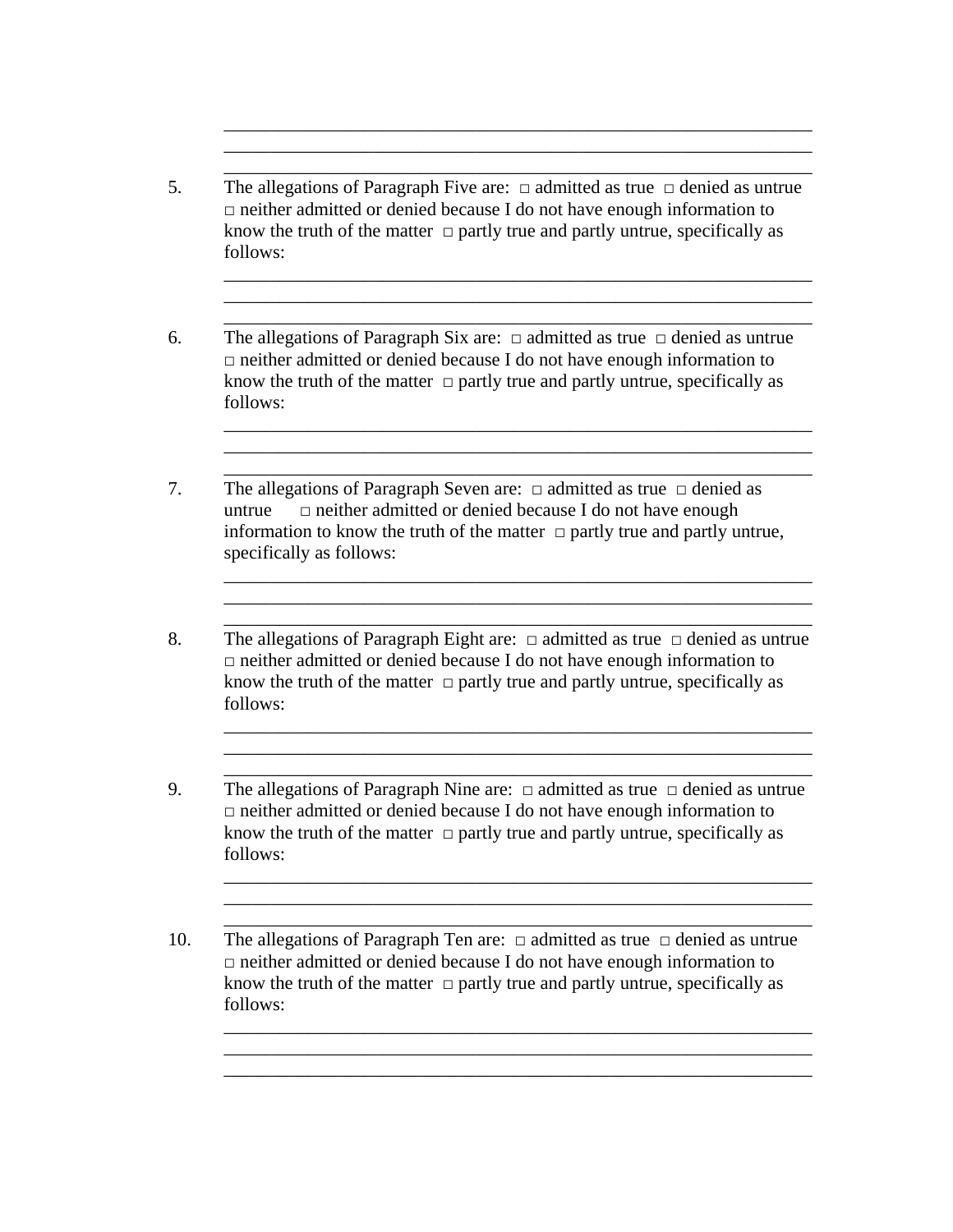\_\_\_\_\_\_\_\_\_\_\_\_\_\_\_\_\_\_\_\_\_\_\_\_\_\_\_\_\_\_\_\_\_\_\_\_\_\_\_\_\_\_\_\_\_\_\_\_\_\_\_\_\_\_\_\_\_\_\_\_\_\_
\_\_\_\_\_\_\_\_\_\_\_\_\_\_\_\_\_\_\_\_\_\_\_\_\_\_\_\_\_\_\_\_\_\_\_\_\_\_\_\_\_\_\_\_\_\_\_\_\_\_\_\_\_\_\_\_\_\_\_\_\_\_
\_\_\_\_\_\_\_\_\_\_\_\_\_\_\_\_\_\_\_\_\_\_\_\_\_\_\_\_\_\_\_\_\_\_\_\_\_\_\_\_\_\_\_\_\_\_\_\_\_\_\_\_\_\_\_\_\_\_\_\_\_\_

5. The allegations of Paragraph Five are: □ admitted as true □ denied as untrue □ neither admitted or denied because I do not have enough information to know the truth of the matter □ partly true and partly untrue, specifically as follows:

\_\_\_\_\_\_\_\_\_\_\_\_\_\_\_\_\_\_\_\_\_\_\_\_\_\_\_\_\_\_\_\_\_\_\_\_\_\_\_\_\_\_\_\_\_\_\_\_\_\_\_\_\_\_\_\_\_\_\_\_\_\_
\_\_\_\_\_\_\_\_\_\_\_\_\_\_\_\_\_\_\_\_\_\_\_\_\_\_\_\_\_\_\_\_\_\_\_\_\_\_\_\_\_\_\_\_\_\_\_\_\_\_\_\_\_\_\_\_\_\_\_\_\_\_
\_\_\_\_\_\_\_\_\_\_\_\_\_\_\_\_\_\_\_\_\_\_\_\_\_\_\_\_\_\_\_\_\_\_\_\_\_\_\_\_\_\_\_\_\_\_\_\_\_\_\_\_\_\_\_\_\_\_\_\_\_\_

6. The allegations of Paragraph Six are: □ admitted as true □ denied as untrue □ neither admitted or denied because I do not have enough information to know the truth of the matter □ partly true and partly untrue, specifically as follows:

\_\_\_\_\_\_\_\_\_\_\_\_\_\_\_\_\_\_\_\_\_\_\_\_\_\_\_\_\_\_\_\_\_\_\_\_\_\_\_\_\_\_\_\_\_\_\_\_\_\_\_\_\_\_\_\_\_\_\_\_\_\_
\_\_\_\_\_\_\_\_\_\_\_\_\_\_\_\_\_\_\_\_\_\_\_\_\_\_\_\_\_\_\_\_\_\_\_\_\_\_\_\_\_\_\_\_\_\_\_\_\_\_\_\_\_\_\_\_\_\_\_\_\_\_
\_\_\_\_\_\_\_\_\_\_\_\_\_\_\_\_\_\_\_\_\_\_\_\_\_\_\_\_\_\_\_\_\_\_\_\_\_\_\_\_\_\_\_\_\_\_\_\_\_\_\_\_\_\_\_\_\_\_\_\_\_\_

7. The allegations of Paragraph Seven are: □ admitted as true □ denied as untrue □ neither admitted or denied because I do not have enough information to know the truth of the matter □ partly true and partly untrue, specifically as follows:

\_\_\_\_\_\_\_\_\_\_\_\_\_\_\_\_\_\_\_\_\_\_\_\_\_\_\_\_\_\_\_\_\_\_\_\_\_\_\_\_\_\_\_\_\_\_\_\_\_\_\_\_\_\_\_\_\_\_\_\_\_\_
\_\_\_\_\_\_\_\_\_\_\_\_\_\_\_\_\_\_\_\_\_\_\_\_\_\_\_\_\_\_\_\_\_\_\_\_\_\_\_\_\_\_\_\_\_\_\_\_\_\_\_\_\_\_\_\_\_\_\_\_\_\_
\_\_\_\_\_\_\_\_\_\_\_\_\_\_\_\_\_\_\_\_\_\_\_\_\_\_\_\_\_\_\_\_\_\_\_\_\_\_\_\_\_\_\_\_\_\_\_\_\_\_\_\_\_\_\_\_\_\_\_\_\_\_

8. The allegations of Paragraph Eight are: □ admitted as true □ denied as untrue □ neither admitted or denied because I do not have enough information to know the truth of the matter □ partly true and partly untrue, specifically as follows:

\_\_\_\_\_\_\_\_\_\_\_\_\_\_\_\_\_\_\_\_\_\_\_\_\_\_\_\_\_\_\_\_\_\_\_\_\_\_\_\_\_\_\_\_\_\_\_\_\_\_\_\_\_\_\_\_\_\_\_\_\_\_
\_\_\_\_\_\_\_\_\_\_\_\_\_\_\_\_\_\_\_\_\_\_\_\_\_\_\_\_\_\_\_\_\_\_\_\_\_\_\_\_\_\_\_\_\_\_\_\_\_\_\_\_\_\_\_\_\_\_\_\_\_\_
\_\_\_\_\_\_\_\_\_\_\_\_\_\_\_\_\_\_\_\_\_\_\_\_\_\_\_\_\_\_\_\_\_\_\_\_\_\_\_\_\_\_\_\_\_\_\_\_\_\_\_\_\_\_\_\_\_\_\_\_\_\_

9. The allegations of Paragraph Nine are: □ admitted as true □ denied as untrue □ neither admitted or denied because I do not have enough information to know the truth of the matter □ partly true and partly untrue, specifically as follows:

\_\_\_\_\_\_\_\_\_\_\_\_\_\_\_\_\_\_\_\_\_\_\_\_\_\_\_\_\_\_\_\_\_\_\_\_\_\_\_\_\_\_\_\_\_\_\_\_\_\_\_\_\_\_\_\_\_\_\_\_\_\_
\_\_\_\_\_\_\_\_\_\_\_\_\_\_\_\_\_\_\_\_\_\_\_\_\_\_\_\_\_\_\_\_\_\_\_\_\_\_\_\_\_\_\_\_\_\_\_\_\_\_\_\_\_\_\_\_\_\_\_\_\_\_
\_\_\_\_\_\_\_\_\_\_\_\_\_\_\_\_\_\_\_\_\_\_\_\_\_\_\_\_\_\_\_\_\_\_\_\_\_\_\_\_\_\_\_\_\_\_\_\_\_\_\_\_\_\_\_\_\_\_\_\_\_\_

10. The allegations of Paragraph Ten are: □ admitted as true □ denied as untrue □ neither admitted or denied because I do not have enough information to know the truth of the matter □ partly true and partly untrue, specifically as follows:

\_\_\_\_\_\_\_\_\_\_\_\_\_\_\_\_\_\_\_\_\_\_\_\_\_\_\_\_\_\_\_\_\_\_\_\_\_\_\_\_\_\_\_\_\_\_\_\_\_\_\_\_\_\_\_\_\_\_\_\_\_\_
\_\_\_\_\_\_\_\_\_\_\_\_\_\_\_\_\_\_\_\_\_\_\_\_\_\_\_\_\_\_\_\_\_\_\_\_\_\_\_\_\_\_\_\_\_\_\_\_\_\_\_\_\_\_\_\_\_\_\_\_\_\_
\_\_\_\_\_\_\_\_\_\_\_\_\_\_\_\_\_\_\_\_\_\_\_\_\_\_\_\_\_\_\_\_\_\_\_\_\_\_\_\_\_\_\_\_\_\_\_\_\_\_\_\_\_\_\_\_\_\_\_\_\_\_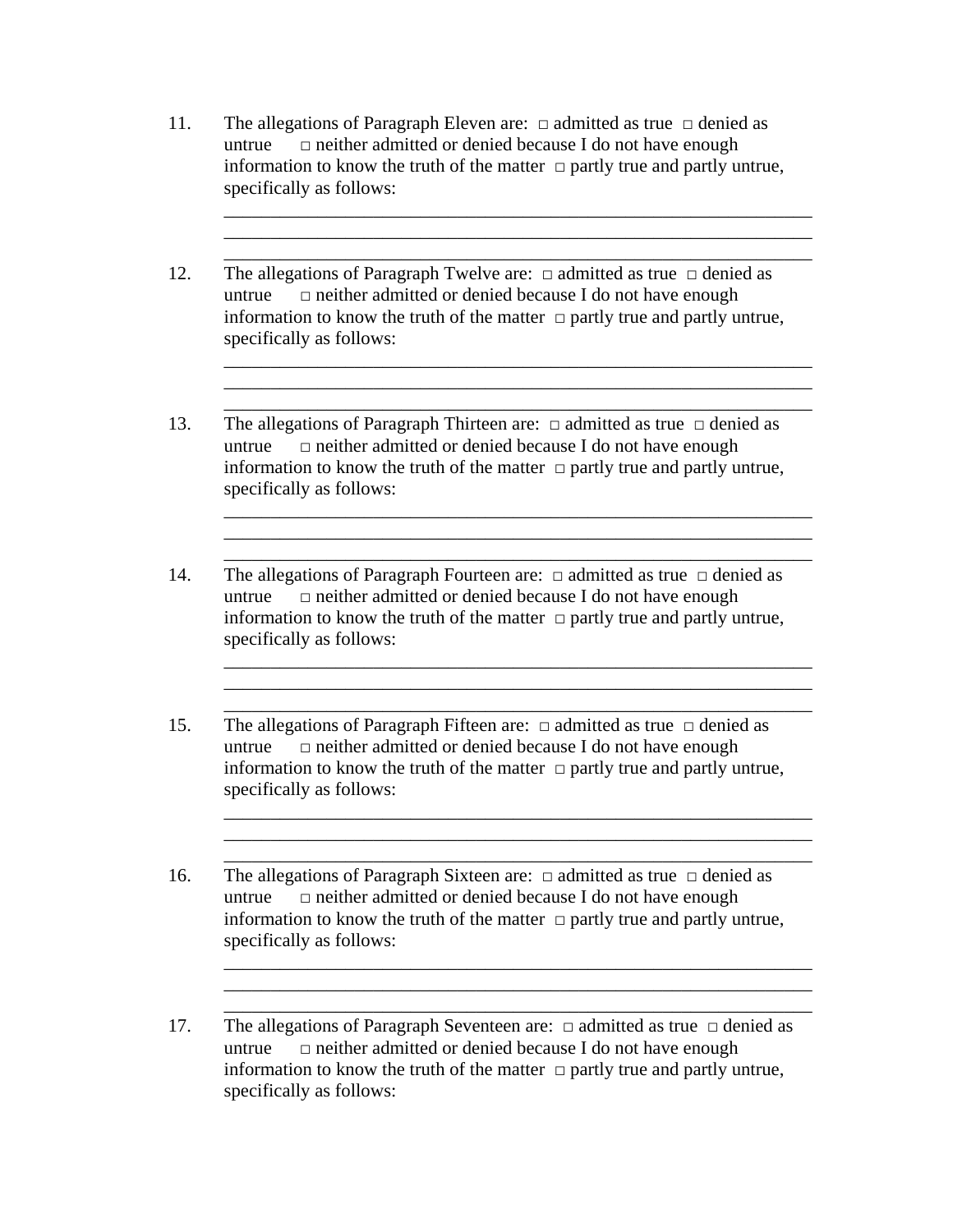11. The allegations of Paragraph Eleven are: □ admitted as true □ denied as untrue □ neither admitted or denied because I do not have enough information to know the truth of the matter □ partly true and partly untrue, specifically as follows:

    ______________________________________________________________
    ______________________________________________________________
    ______________________________________________________________

12. The allegations of Paragraph Twelve are: □ admitted as true □ denied as untrue □ neither admitted or denied because I do not have enough information to know the truth of the matter □ partly true and partly untrue, specifically as follows:

    ______________________________________________________________
    ______________________________________________________________
    ______________________________________________________________

13. The allegations of Paragraph Thirteen are: □ admitted as true □ denied as untrue □ neither admitted or denied because I do not have enough information to know the truth of the matter □ partly true and partly untrue, specifically as follows:

    ______________________________________________________________
    ______________________________________________________________
    ______________________________________________________________

14. The allegations of Paragraph Fourteen are: □ admitted as true □ denied as untrue □ neither admitted or denied because I do not have enough information to know the truth of the matter □ partly true and partly untrue, specifically as follows:

    ______________________________________________________________
    ______________________________________________________________
    ______________________________________________________________

15. The allegations of Paragraph Fifteen are: □ admitted as true □ denied as untrue □ neither admitted or denied because I do not have enough information to know the truth of the matter □ partly true and partly untrue, specifically as follows:

    ______________________________________________________________
    ______________________________________________________________
    ______________________________________________________________

16. The allegations of Paragraph Sixteen are: □ admitted as true □ denied as untrue □ neither admitted or denied because I do not have enough information to know the truth of the matter □ partly true and partly untrue, specifically as follows:

    ______________________________________________________________
    ______________________________________________________________
    ______________________________________________________________

17. The allegations of Paragraph Seventeen are: □ admitted as true □ denied as untrue □ neither admitted or denied because I do not have enough information to know the truth of the matter □ partly true and partly untrue, specifically as follows: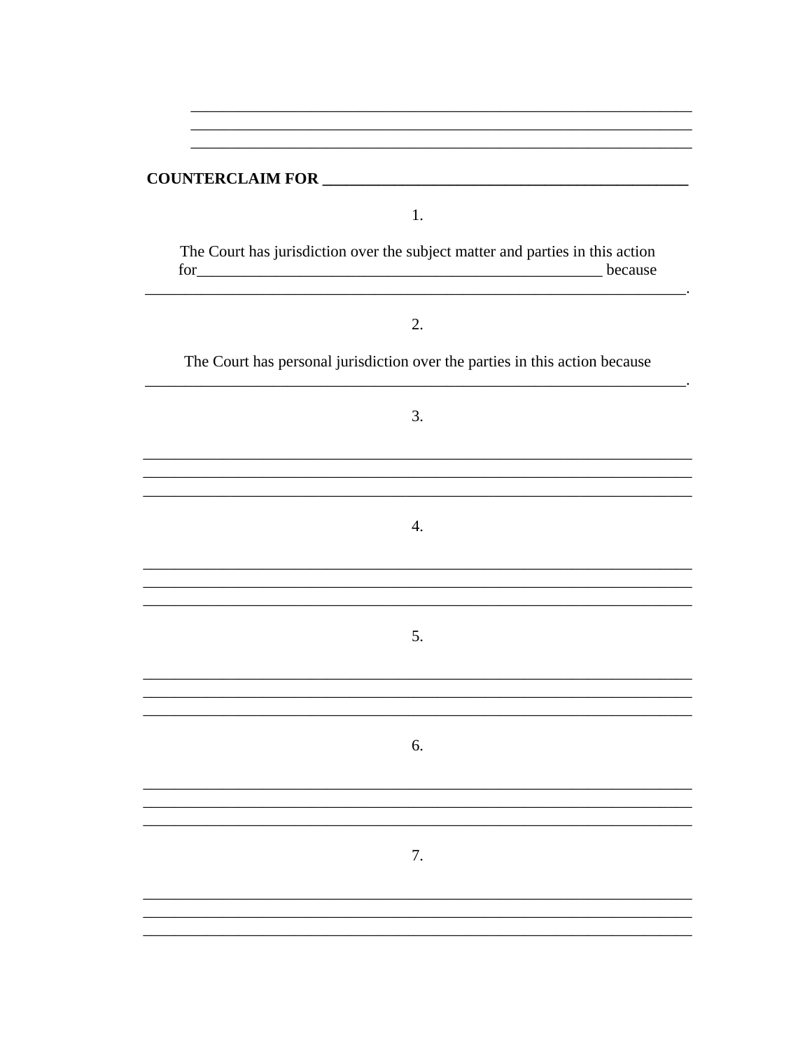______________________________________________________________________
______________________________________________________________________
______________________________________________________________________

**COUNTERCLAIM FOR ________________________________________________**

1.

The Court has jurisdiction over the subject matter and parties in this action for_______________________________________________________ because ________________________________________________________________________.

2.

The Court has personal jurisdiction over the parties in this action because ________________________________________________________________________.

3.

______________________________________________________________________
______________________________________________________________________
______________________________________________________________________

4.

______________________________________________________________________
______________________________________________________________________
______________________________________________________________________

5.

______________________________________________________________________
______________________________________________________________________
______________________________________________________________________

6.

______________________________________________________________________
______________________________________________________________________
______________________________________________________________________

7.

______________________________________________________________________
______________________________________________________________________
______________________________________________________________________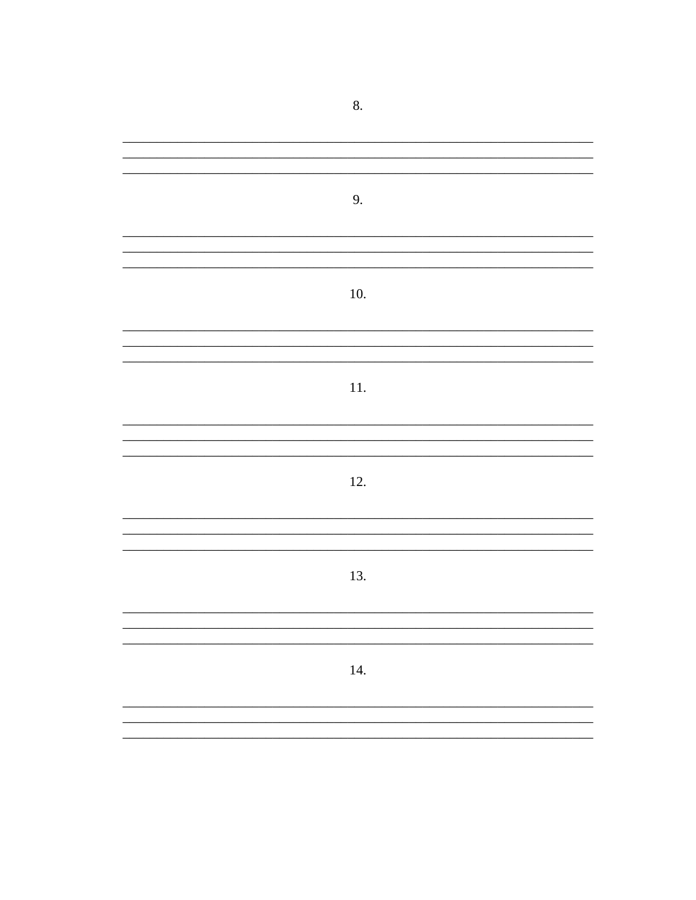8.

---

---

---

9.

---

---

---

10.

---

---

---

11.

---

---

---

12.

---

---

---

13.

---

---

---

14.

---

---

---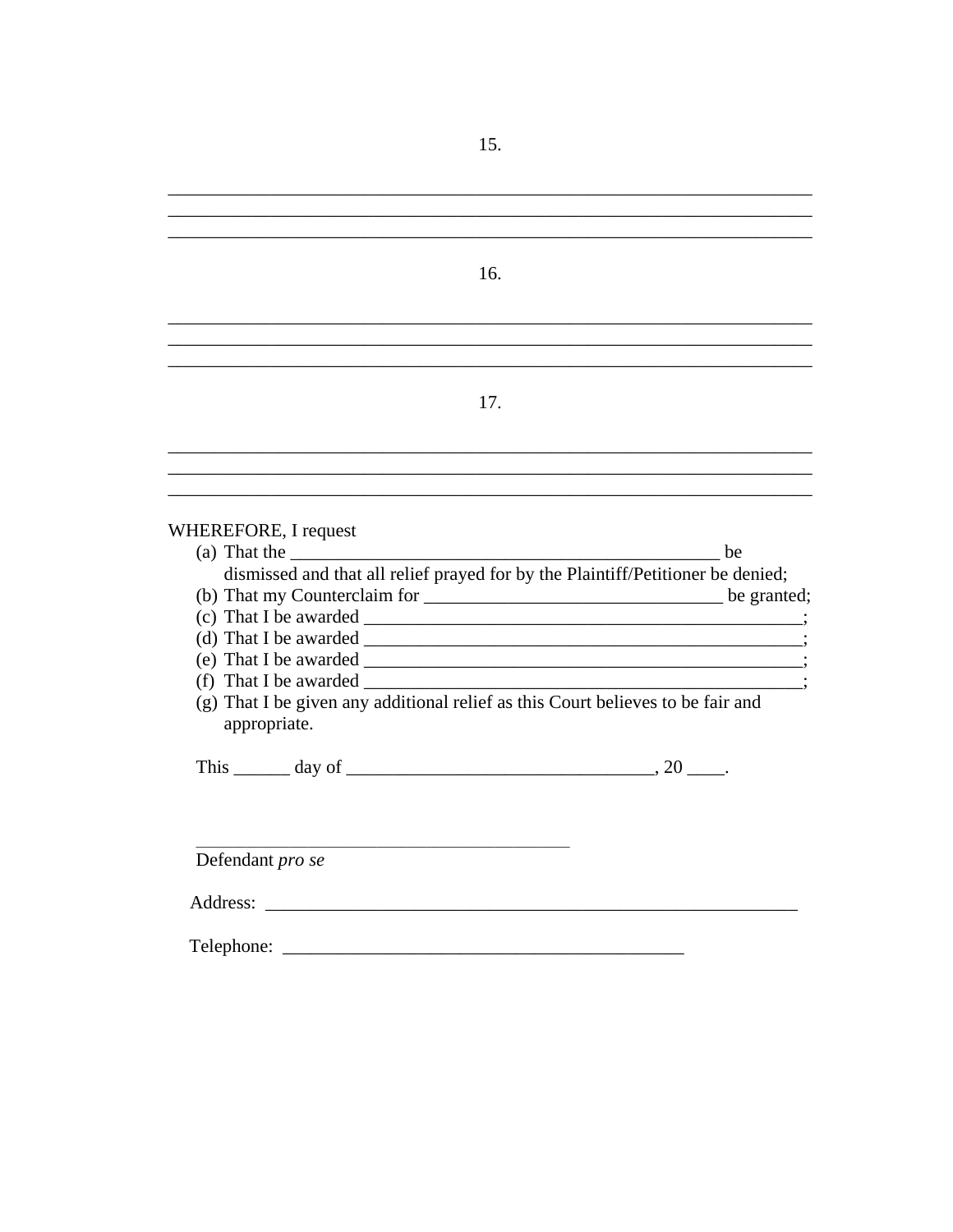15.

\_\_\_\_\_\_\_\_\_\_\_\_\_\_\_\_\_\_\_\_\_\_\_\_\_\_\_\_\_\_\_\_\_\_\_\_\_\_\_\_\_\_\_\_\_\_\_\_\_\_\_\_\_\_\_\_\_\_\_\_\_\_\_\_\_\_\_\_
\_\_\_\_\_\_\_\_\_\_\_\_\_\_\_\_\_\_\_\_\_\_\_\_\_\_\_\_\_\_\_\_\_\_\_\_\_\_\_\_\_\_\_\_\_\_\_\_\_\_\_\_\_\_\_\_\_\_\_\_\_\_\_\_\_\_\_\_
\_\_\_\_\_\_\_\_\_\_\_\_\_\_\_\_\_\_\_\_\_\_\_\_\_\_\_\_\_\_\_\_\_\_\_\_\_\_\_\_\_\_\_\_\_\_\_\_\_\_\_\_\_\_\_\_\_\_\_\_\_\_\_\_\_\_\_\_

16.

\_\_\_\_\_\_\_\_\_\_\_\_\_\_\_\_\_\_\_\_\_\_\_\_\_\_\_\_\_\_\_\_\_\_\_\_\_\_\_\_\_\_\_\_\_\_\_\_\_\_\_\_\_\_\_\_\_\_\_\_\_\_\_\_\_\_\_\_
\_\_\_\_\_\_\_\_\_\_\_\_\_\_\_\_\_\_\_\_\_\_\_\_\_\_\_\_\_\_\_\_\_\_\_\_\_\_\_\_\_\_\_\_\_\_\_\_\_\_\_\_\_\_\_\_\_\_\_\_\_\_\_\_\_\_\_\_
\_\_\_\_\_\_\_\_\_\_\_\_\_\_\_\_\_\_\_\_\_\_\_\_\_\_\_\_\_\_\_\_\_\_\_\_\_\_\_\_\_\_\_\_\_\_\_\_\_\_\_\_\_\_\_\_\_\_\_\_\_\_\_\_\_\_\_\_

17.

\_\_\_\_\_\_\_\_\_\_\_\_\_\_\_\_\_\_\_\_\_\_\_\_\_\_\_\_\_\_\_\_\_\_\_\_\_\_\_\_\_\_\_\_\_\_\_\_\_\_\_\_\_\_\_\_\_\_\_\_\_\_\_\_\_\_\_\_
\_\_\_\_\_\_\_\_\_\_\_\_\_\_\_\_\_\_\_\_\_\_\_\_\_\_\_\_\_\_\_\_\_\_\_\_\_\_\_\_\_\_\_\_\_\_\_\_\_\_\_\_\_\_\_\_\_\_\_\_\_\_\_\_\_\_\_\_
\_\_\_\_\_\_\_\_\_\_\_\_\_\_\_\_\_\_\_\_\_\_\_\_\_\_\_\_\_\_\_\_\_\_\_\_\_\_\_\_\_\_\_\_\_\_\_\_\_\_\_\_\_\_\_\_\_\_\_\_\_\_\_\_\_\_\_\_

WHEREFORE, I request

(a) That the \_\_\_\_\_\_\_\_\_\_\_\_\_\_\_\_\_\_\_\_\_\_\_\_\_\_\_\_\_\_\_\_\_\_\_\_\_\_\_\_\_\_\_\_ be dismissed and that all relief prayed for by the Plaintiff/Petitioner be denied;
(b) That my Counterclaim for \_\_\_\_\_\_\_\_\_\_\_\_\_\_\_\_\_\_\_\_\_\_\_\_\_\_\_\_\_\_\_ be granted;
(c) That I be awarded \_\_\_\_\_\_\_\_\_\_\_\_\_\_\_\_\_\_\_\_\_\_\_\_\_\_\_\_\_\_\_\_\_\_\_\_\_\_\_\_\_\_\_\_\_\_;
(d) That I be awarded \_\_\_\_\_\_\_\_\_\_\_\_\_\_\_\_\_\_\_\_\_\_\_\_\_\_\_\_\_\_\_\_\_\_\_\_\_\_\_\_\_\_\_\_\_\_;
(e) That I be awarded \_\_\_\_\_\_\_\_\_\_\_\_\_\_\_\_\_\_\_\_\_\_\_\_\_\_\_\_\_\_\_\_\_\_\_\_\_\_\_\_\_\_\_\_\_\_;
(f) That I be awarded \_\_\_\_\_\_\_\_\_\_\_\_\_\_\_\_\_\_\_\_\_\_\_\_\_\_\_\_\_\_\_\_\_\_\_\_\_\_\_\_\_\_\_\_\_\_;
(g) That I be given any additional relief as this Court believes to be fair and appropriate.

This \_\_\_\_\_\_ day of \_\_\_\_\_\_\_\_\_\_\_\_\_\_\_\_\_\_\_\_\_\_\_\_\_\_\_\_\_\_\_\_\_, 20 \_\_\_\_.

\_\_\_\_\_\_\_\_\_\_\_\_\_\_\_\_\_\_\_\_\_\_\_\_\_\_\_\_\_\_\_\_\_\_\_\_\_\_\_\_
Defendant *pro se*

Address: \_\_\_\_\_\_\_\_\_\_\_\_\_\_\_\_\_\_\_\_\_\_\_\_\_\_\_\_\_\_\_\_\_\_\_\_\_\_\_\_\_\_\_\_\_\_\_\_\_\_\_\_\_\_\_\_\_

Telephone: \_\_\_\_\_\_\_\_\_\_\_\_\_\_\_\_\_\_\_\_\_\_\_\_\_\_\_\_\_\_\_\_\_\_\_\_\_\_\_\_\_\_\_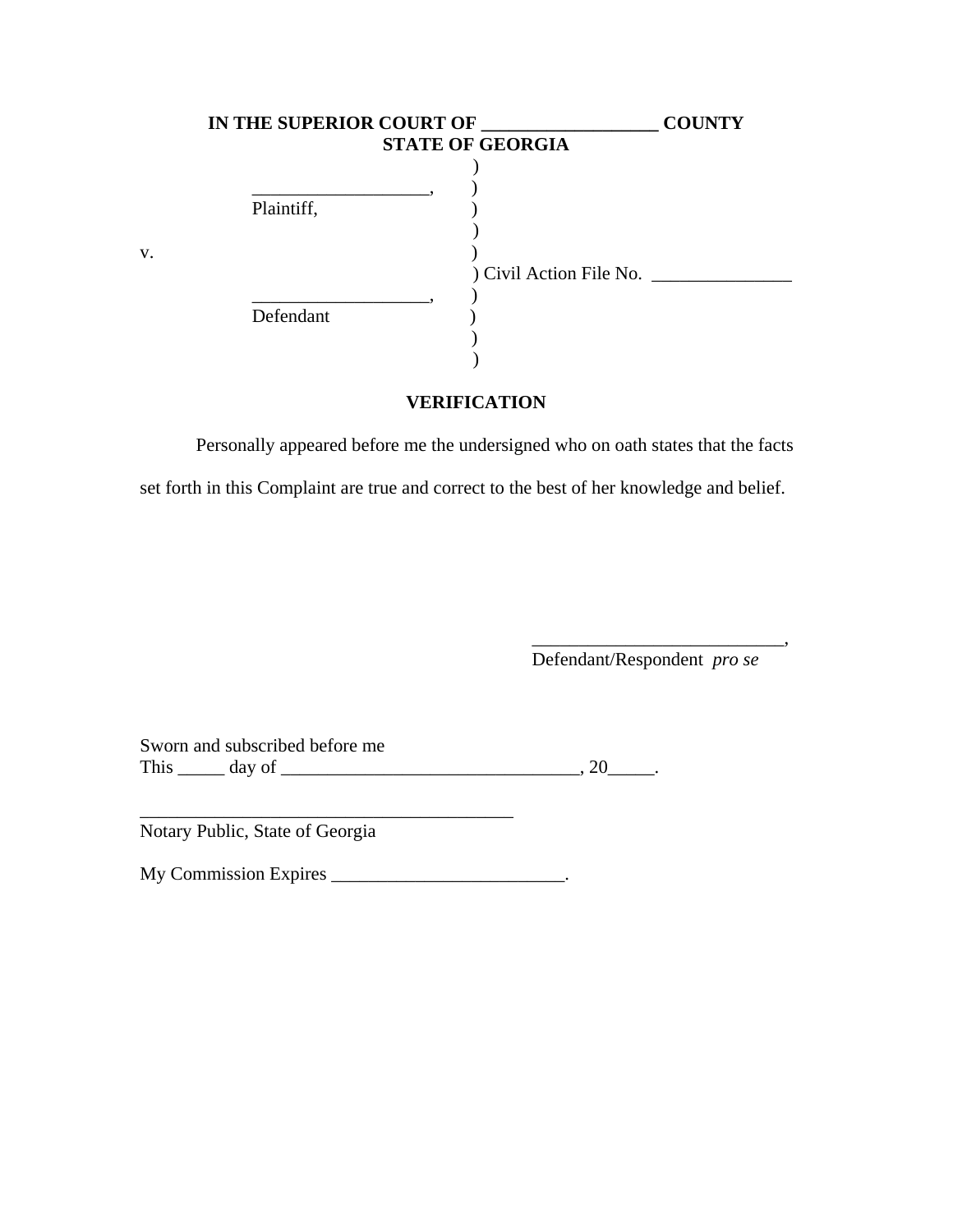**IN THE SUPERIOR COURT OF \_\_\_\_\_\_\_\_\_\_\_\_\_\_\_\_\_\_\_ COUNTY**
**STATE OF GEORGIA**

| | |
|---|---|
| | ) |
| \_\_\_\_\_\_\_\_\_\_\_\_\_\_\_\_\_\_\_, | ) |
| Plaintiff, | ) |
| | ) |
| v. | ) |
| | ) Civil Action File No. \_\_\_\_\_\_\_\_\_\_\_\_\_\_\_ |
| \_\_\_\_\_\_\_\_\_\_\_\_\_\_\_\_\_\_\_, | ) |
| Defendant | ) |
| | ) |
| | ) |

**VERIFICATION**

Personally appeared before me the undersigned who on oath states that the facts set forth in this Complaint are true and correct to the best of her knowledge and belief.

\_\_\_\_\_\_\_\_\_\_\_\_\_\_\_\_\_\_\_\_\_\_\_\_\_\_\_,
Defendant/Respondent *pro se*

Sworn and subscribed before me
This \_\_\_\_\_ day of \_\_\_\_\_\_\_\_\_\_\_\_\_\_\_\_\_\_\_\_\_\_\_\_\_\_\_\_\_\_\_\_, 20\_\_\_\_\_.

\_\_\_\_\_\_\_\_\_\_\_\_\_\_\_\_\_\_\_\_\_\_\_\_\_\_\_\_\_\_\_\_\_\_\_\_\_\_\_\_\_
Notary Public, State of Georgia

My Commission Expires \_\_\_\_\_\_\_\_\_\_\_\_\_\_\_\_\_\_\_\_\_\_\_\_\_.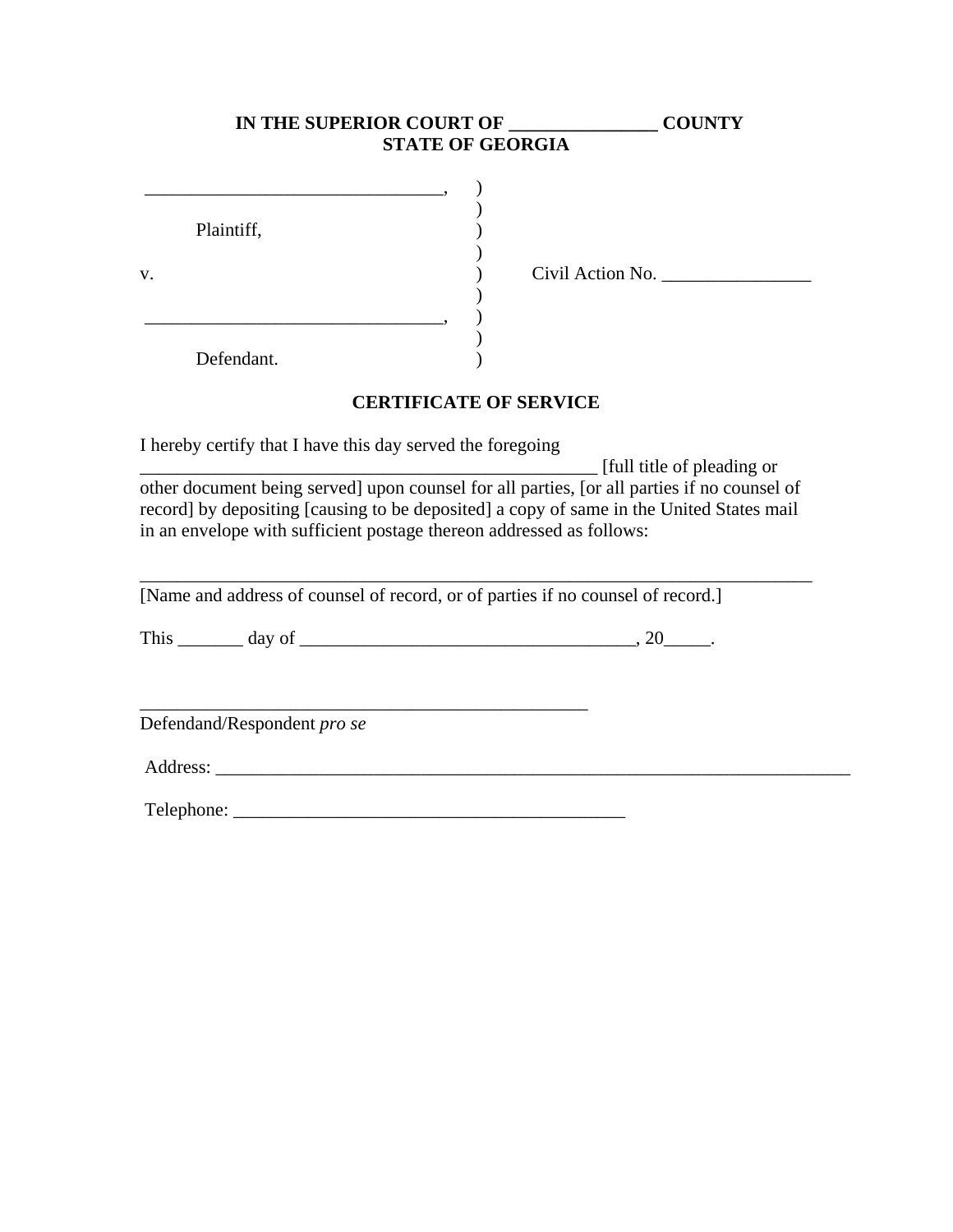**IN THE SUPERIOR COURT OF _______________ COUNTY**
**STATE OF GEORGIA**

| | | |
|---|---|---|
| ______________________________, | ) | |
| | ) | |
| Plaintiff, | ) | |
| | ) | |
| v. | ) | Civil Action No. _______________ |
| | ) | |
| ______________________________, | ) | |
| | ) | |
| Defendant. | ) | |

**CERTIFICATE OF SERVICE**

I hereby certify that I have this day served the foregoing ________________________________________________ [full title of pleading or other document being served] upon counsel for all parties, [or all parties if no counsel of record] by depositing [causing to be deposited] a copy of same in the United States mail in an envelope with sufficient postage thereon addressed as follows:

_______________________________________________________________________
[Name and address of counsel of record, or of parties if no counsel of record.]

This _______ day of ___________________________________, 20_____.

_______________________________________________
Defendand/Respondent *pro se*

Address: _____________________________________________________________________

Telephone: __________________________________________